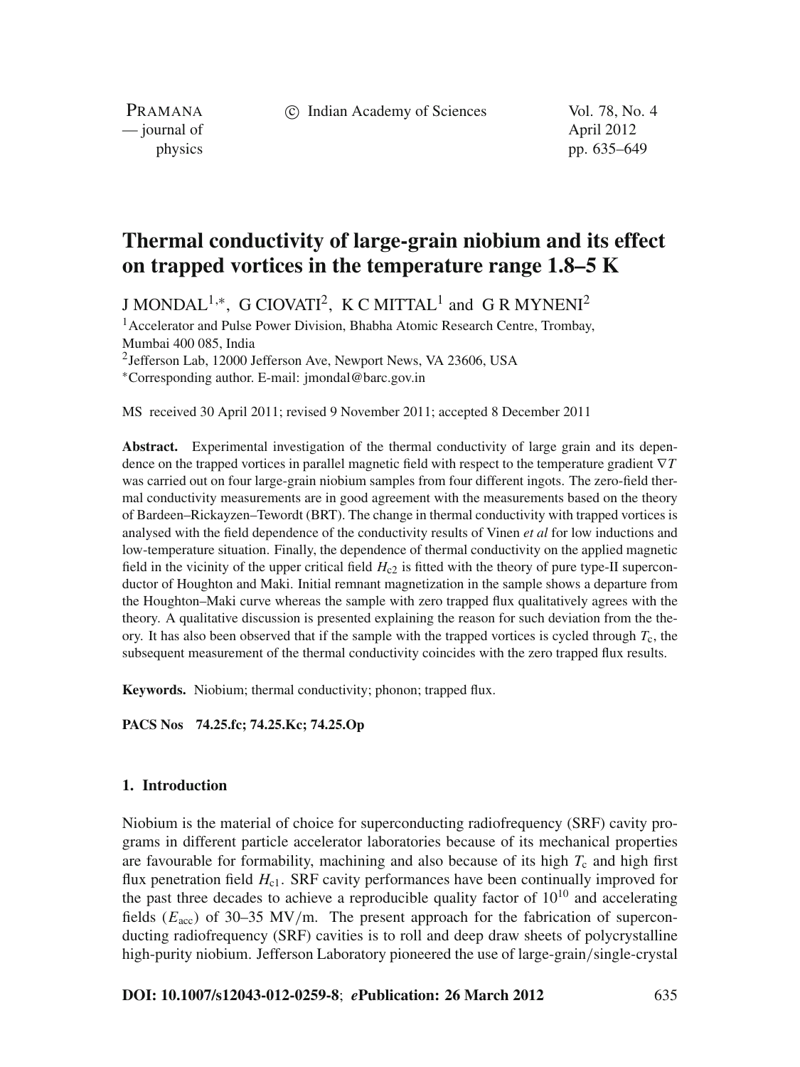# Thermal conductivity of large-grain niobium and its effect on trapped vortices in the temperature range 1.8–5 K

J MONDAL[1,*], G CIOVATI[2], K C MITTAL[1] and G R MYNENI[2]

[1]Accelerator and Pulse Power Division, Bhabha Atomic Research Centre, Trombay, Mumbai 400 085, India

[2]Jefferson Lab, 12000 Jefferson Ave, Newport News, VA 23606, USA

[*]Corresponding author. E-mail: jmondal@barc.gov.in

MS received 30 April 2011; revised 9 November 2011; accepted 8 December 2011

**Abstract.** Experimental investigation of the thermal conductivity of large grain and its dependence on the trapped vortices in parallel magnetic field with respect to the temperature gradient $\nabla T$ was carried out on four large-grain niobium samples from four different ingots. The zero-field thermal conductivity measurements are in good agreement with the measurements based on the theory of Bardeen–Rickayzen–Tewordt (BRT). The change in thermal conductivity with trapped vortices is analysed with the field dependence of the conductivity results of Vinen *et al* for low inductions and low-temperature situation. Finally, the dependence of thermal conductivity on the applied magnetic field in the vicinity of the upper critical field $H_{c2}$ is fitted with the theory of pure type-II superconductor of Houghton and Maki. Initial remnant magnetization in the sample shows a departure from the Houghton–Maki curve whereas the sample with zero trapped flux qualitatively agrees with the theory. A qualitative discussion is presented explaining the reason for such deviation from the theory. It has also been observed that if the sample with the trapped vortices is cycled through $T_c$, the subsequent measurement of the thermal conductivity coincides with the zero trapped flux results.

**Keywords.** Niobium; thermal conductivity; phonon; trapped flux.

**PACS Nos** 74.25.fc; 74.25.Kc; 74.25.Op

## 1. Introduction

Niobium is the material of choice for superconducting radiofrequency (SRF) cavity programs in different particle accelerator laboratories because of its mechanical properties are favourable for formability, machining and also because of its high $T_c$ and high first flux penetration field $H_{c1}$. SRF cavity performances have been continually improved for the past three decades to achieve a reproducible quality factor of $10^{10}$ and accelerating fields ($E_{acc}$) of 30–35 MV/m. The present approach for the fabrication of superconducting radiofrequency (SRF) cavities is to roll and deep draw sheets of polycrystalline high-purity niobium. Jefferson Laboratory pioneered the use of large-grain/single-crystal

**DOI: 10.1007/s12043-012-0259-8**; ***e*Publication: 26 March 2012**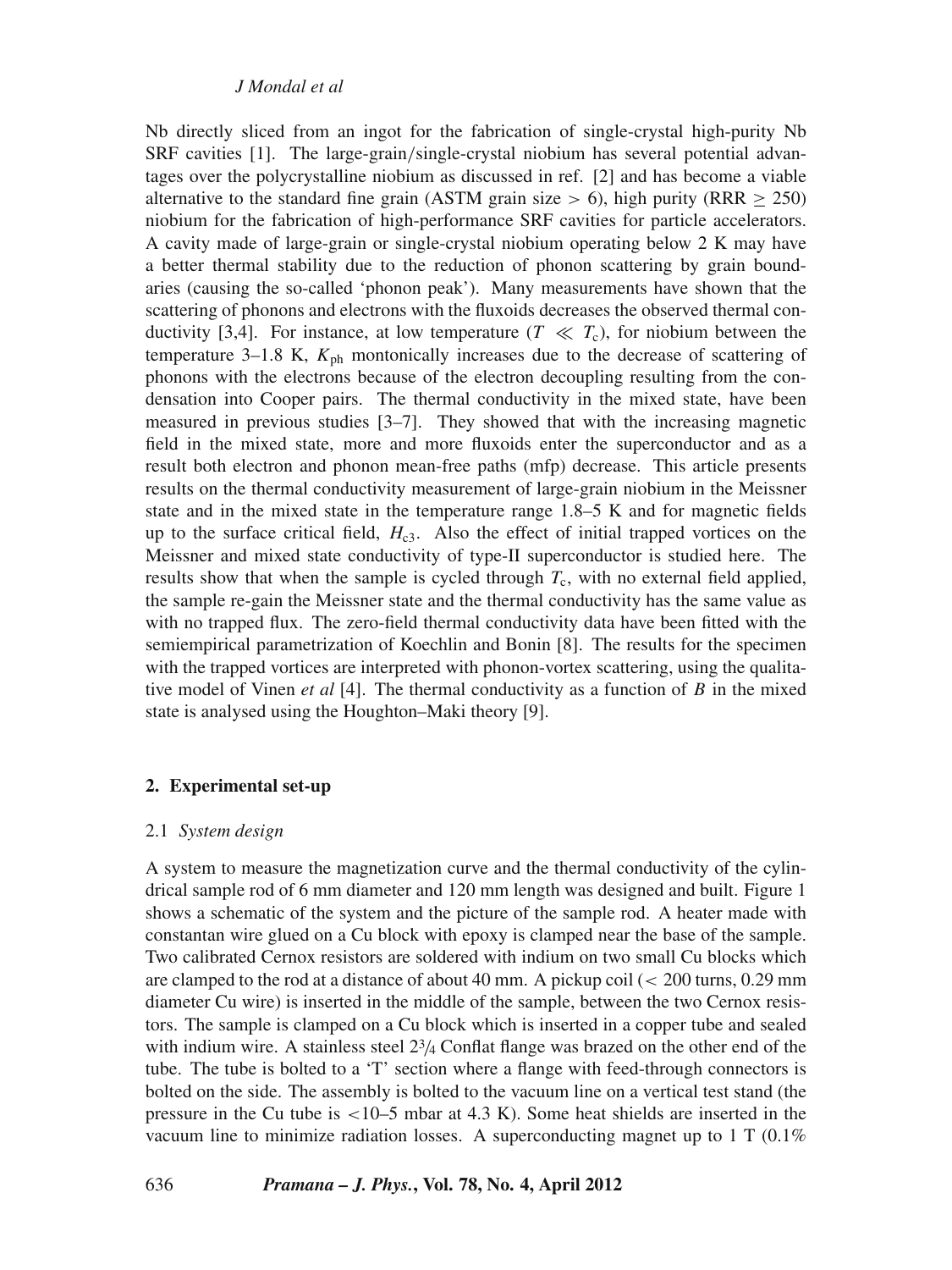Nb directly sliced from an ingot for the fabrication of single-crystal high-purity Nb SRF cavities [1]. The large-grain/single-crystal niobium has several potential advantages over the polycrystalline niobium as discussed in ref. [2] and has become a viable alternative to the standard fine grain (ASTM grain size > 6), high purity (RRR ≥ 250) niobium for the fabrication of high-performance SRF cavities for particle accelerators. A cavity made of large-grain or single-crystal niobium operating below 2 K may have a better thermal stability due to the reduction of phonon scattering by grain boundaries (causing the so-called 'phonon peak'). Many measurements have shown that the scattering of phonons and electrons with the fluxoids decreases the observed thermal conductivity [3,4]. For instance, at low temperature ($T \ll T_c$), for niobium between the temperature 3–1.8 K, $K_{ph}$ montonically increases due to the decrease of scattering of phonons with the electrons because of the electron decoupling resulting from the condensation into Cooper pairs. The thermal conductivity in the mixed state, have been measured in previous studies [3–7]. They showed that with the increasing magnetic field in the mixed state, more and more fluxoids enter the superconductor and as a result both electron and phonon mean-free paths (mfp) decrease. This article presents results on the thermal conductivity measurement of large-grain niobium in the Meissner state and in the mixed state in the temperature range 1.8–5 K and for magnetic fields up to the surface critical field, $H_{c3}$. Also the effect of initial trapped vortices on the Meissner and mixed state conductivity of type-II superconductor is studied here. The results show that when the sample is cycled through $T_c$, with no external field applied, the sample re-gain the Meissner state and the thermal conductivity has the same value as with no trapped flux. The zero-field thermal conductivity data have been fitted with the semiempirical parametrization of Koechlin and Bonin [8]. The results for the specimen with the trapped vortices are interpreted with phonon-vortex scattering, using the qualitative model of Vinen *et al* [4]. The thermal conductivity as a function of $B$ in the mixed state is analysed using the Houghton–Maki theory [9].

## 2. Experimental set-up

### 2.1 *System design*

A system to measure the magnetization curve and the thermal conductivity of the cylindrical sample rod of 6 mm diameter and 120 mm length was designed and built. Figure 1 shows a schematic of the system and the picture of the sample rod. A heater made with constantan wire glued on a Cu block with epoxy is clamped near the base of the sample. Two calibrated Cernox resistors are soldered with indium on two small Cu blocks which are clamped to the rod at a distance of about 40 mm. A pickup coil (< 200 turns, 0.29 mm diameter Cu wire) is inserted in the middle of the sample, between the two Cernox resistors. The sample is clamped on a Cu block which is inserted in a copper tube and sealed with indium wire. A stainless steel 2¾ Conflat flange was brazed on the other end of the tube. The tube is bolted to a 'T' section where a flange with feed-through connectors is bolted on the side. The assembly is bolted to the vacuum line on a vertical test stand (the pressure in the Cu tube is <10–5 mbar at 4.3 K). Some heat shields are inserted in the vacuum line to minimize radiation losses. A superconducting magnet up to 1 T (0.1%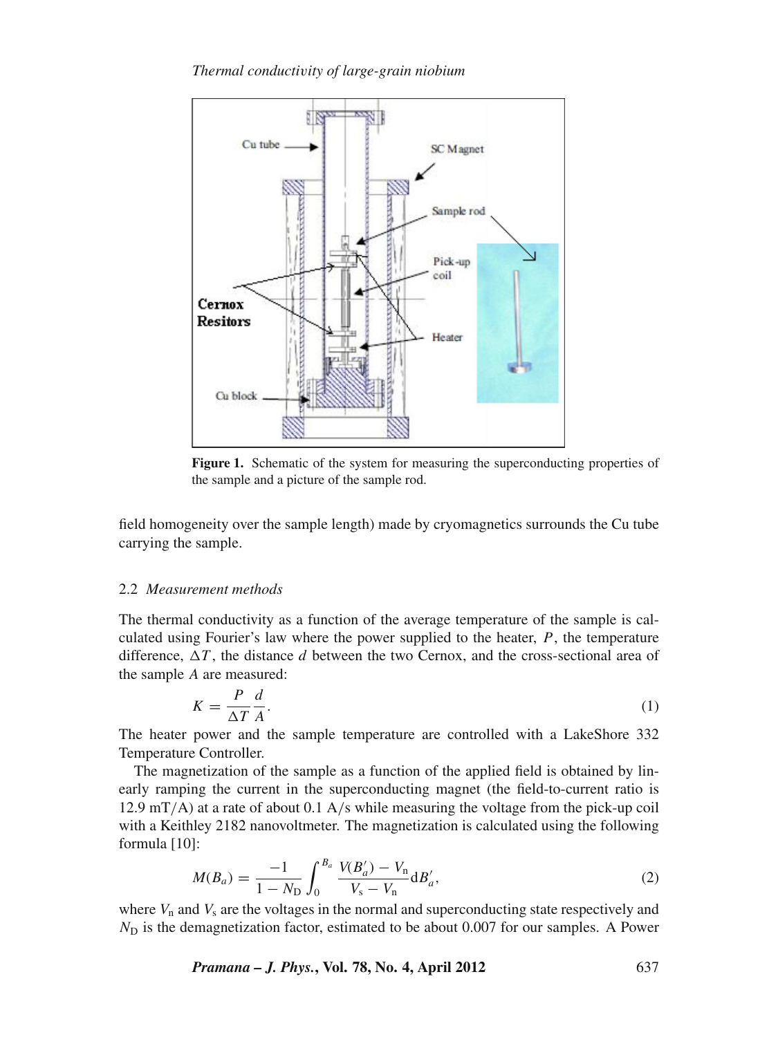Figure 1. Schematic of the system for measuring the superconducting properties of the sample and a picture of the sample rod.

field homogeneity over the sample length) made by cryomagnetics surrounds the Cu tube carrying the sample.

### 2.2 *Measurement methods*

The thermal conductivity as a function of the average temperature of the sample is calculated using Fourier's law where the power supplied to the heater, $P$, the temperature difference, $\Delta T$, the distance $d$ between the two Cernox, and the cross-sectional area of the sample $A$ are measured:

$$K = \frac{P}{\Delta T}\frac{d}{A}. \tag{1}$$

The heater power and the sample temperature are controlled with a LakeShore 332 Temperature Controller.

The magnetization of the sample as a function of the applied field is obtained by linearly ramping the current in the superconducting magnet (the field-to-current ratio is 12.9 mT/A) at a rate of about 0.1 A/s while measuring the voltage from the pick-up coil with a Keithley 2182 nanovoltmeter. The magnetization is calculated using the following formula [10]:

$$M(B_a) = \frac{-1}{1 - N_\mathrm{D}} \int_0^{B_a} \frac{V(B_a') - V_\mathrm{n}}{V_\mathrm{s} - V_\mathrm{n}} \mathrm{d}B_a', \tag{2}$$

where $V_\mathrm{n}$ and $V_\mathrm{s}$ are the voltages in the normal and superconducting state respectively and $N_\mathrm{D}$ is the demagnetization factor, estimated to be about 0.007 for our samples. A Power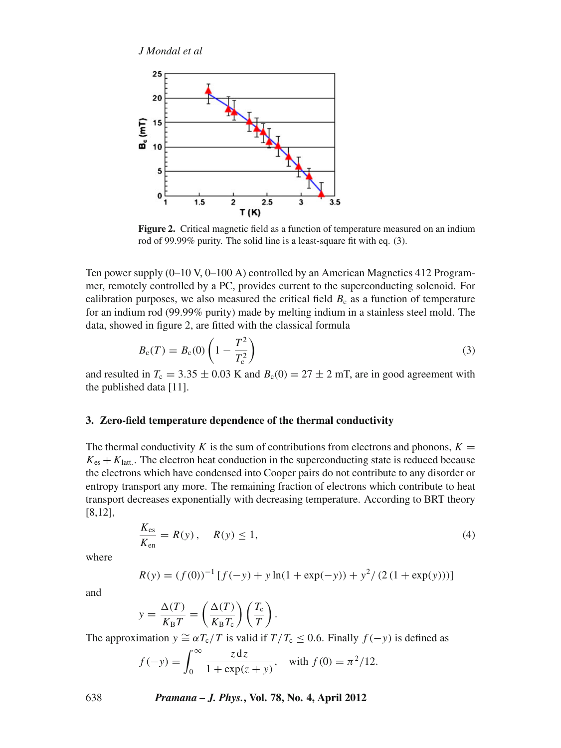**Figure 2.** Critical magnetic field as a function of temperature measured on an indium rod of 99.99% purity. The solid line is a least-square fit with eq. (3).

Ten power supply (0–10 V, 0–100 A) controlled by an American Magnetics 412 Programmer, remotely controlled by a PC, provides current to the superconducting solenoid. For calibration purposes, we also measured the critical field $B_c$ as a function of temperature for an indium rod (99.99% purity) made by melting indium in a stainless steel mold. The data, showed in figure 2, are fitted with the classical formula

$$B_c(T) = B_c(0)\left(1 - \frac{T^2}{T_c^2}\right) \tag{3}$$

and resulted in $T_c = 3.35 \pm 0.03$ K and $B_c(0) = 27 \pm 2$ mT, are in good agreement with the published data [11].

## 3. Zero-field temperature dependence of the thermal conductivity

The thermal conductivity $K$ is the sum of contributions from electrons and phonons, $K = K_{es} + K_{latt.}$. The electron heat conduction in the superconducting state is reduced because the electrons which have condensed into Cooper pairs do not contribute to any disorder or entropy transport any more. The remaining fraction of electrons which contribute to heat transport decreases exponentially with decreasing temperature. According to BRT theory [8,12],

$$\frac{K_{es}}{K_{en}} = R(y), \quad R(y) \leq 1, \tag{4}$$

where

$$R(y) = (f(0))^{-1}\left[f(-y) + y\ln(1+\exp(-y)) + y^2/\left(2\left(1+\exp(y)\right)\right)\right]$$

and

$$y = \frac{\Delta(T)}{K_B T} = \left(\frac{\Delta(T)}{K_B T_c}\right)\left(\frac{T_c}{T}\right).$$

The approximation $y \cong \alpha T_c/T$ is valid if $T/T_c \leq 0.6$. Finally $f(-y)$ is defined as

$$f(-y) = \int_0^\infty \frac{z\,dz}{1+\exp(z+y)}, \quad \text{with } f(0) = \pi^2/12.$$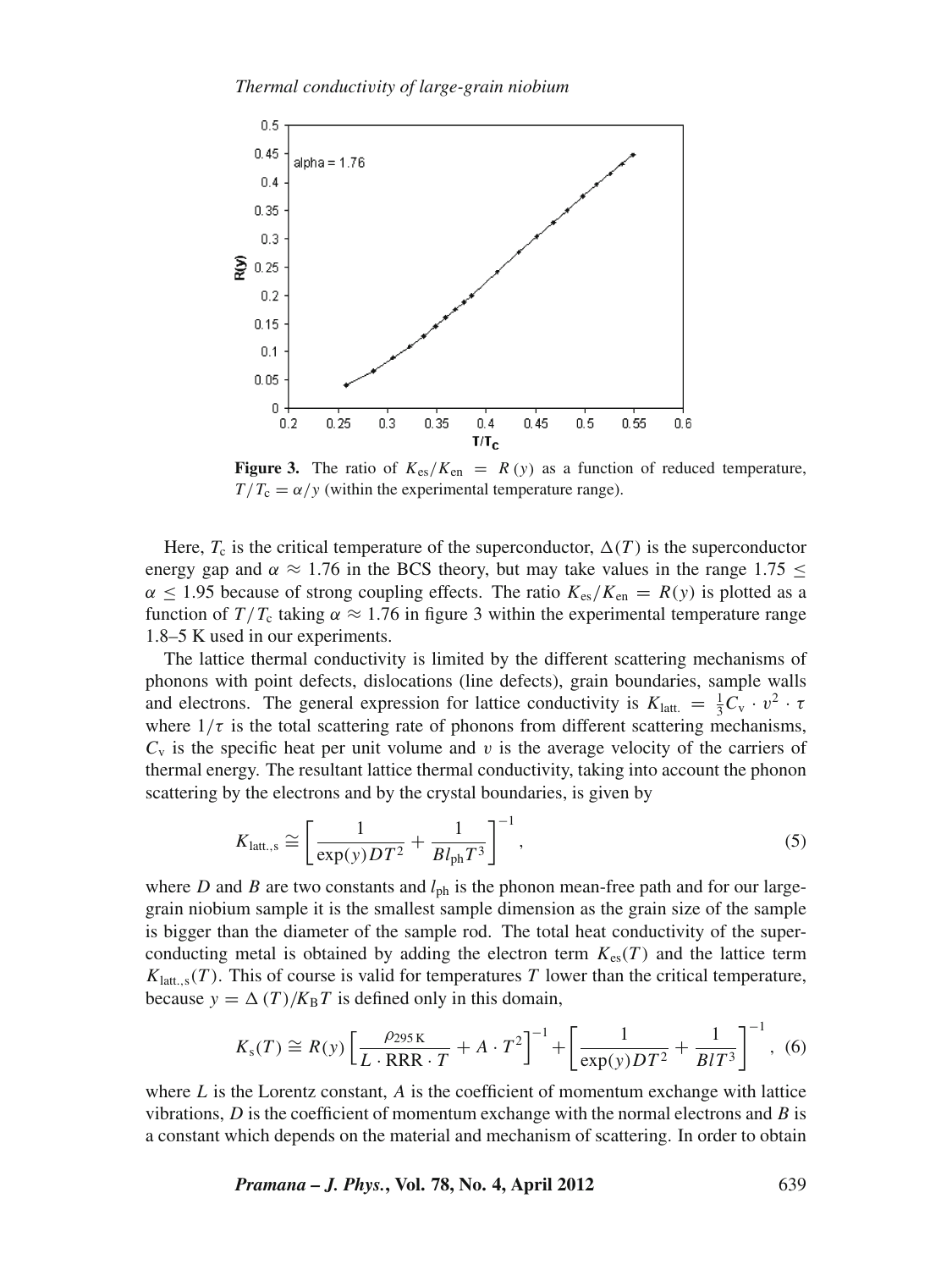Figure 3. The ratio of $K_{es}/K_{en} = R(y)$ as a function of reduced temperature, $T/T_c = \alpha/y$ (within the experimental temperature range).

Here, $T_c$ is the critical temperature of the superconductor, $\Delta(T)$ is the superconductor energy gap and $\alpha \approx 1.76$ in the BCS theory, but may take values in the range $1.75 \leq \alpha \leq 1.95$ because of strong coupling effects. The ratio $K_{es}/K_{en} = R(y)$ is plotted as a function of $T/T_c$ taking $\alpha \approx 1.76$ in figure 3 within the experimental temperature range 1.8–5 K used in our experiments.

The lattice thermal conductivity is limited by the different scattering mechanisms of phonons with point defects, dislocations (line defects), grain boundaries, sample walls and electrons. The general expression for lattice conductivity is $K_{latt.} = \frac{1}{3}C_v \cdot v^2 \cdot \tau$ where $1/\tau$ is the total scattering rate of phonons from different scattering mechanisms, $C_v$ is the specific heat per unit volume and $v$ is the average velocity of the carriers of thermal energy. The resultant lattice thermal conductivity, taking into account the phonon scattering by the electrons and by the crystal boundaries, is given by

$$K_{latt.,s} \cong \left[\frac{1}{\exp(y)DT^2} + \frac{1}{Bl_{ph}T^3}\right]^{-1}, \tag{5}$$

where $D$ and $B$ are two constants and $l_{ph}$ is the phonon mean-free path and for our large-grain niobium sample it is the smallest sample dimension as the grain size of the sample is bigger than the diameter of the sample rod. The total heat conductivity of the superconducting metal is obtained by adding the electron term $K_{es}(T)$ and the lattice term $K_{latt.,s}(T)$. This of course is valid for temperatures $T$ lower than the critical temperature, because $y = \Delta(T)/K_B T$ is defined only in this domain,

$$K_s(T) \cong R(y)\left[\frac{\rho_{295\,K}}{L \cdot \mathrm{RRR} \cdot T} + A \cdot T^2\right]^{-1} + \left[\frac{1}{\exp(y)DT^2} + \frac{1}{BlT^3}\right]^{-1}, \tag{6}$$

where $L$ is the Lorentz constant, $A$ is the coefficient of momentum exchange with lattice vibrations, $D$ is the coefficient of momentum exchange with the normal electrons and $B$ is a constant which depends on the material and mechanism of scattering. In order to obtain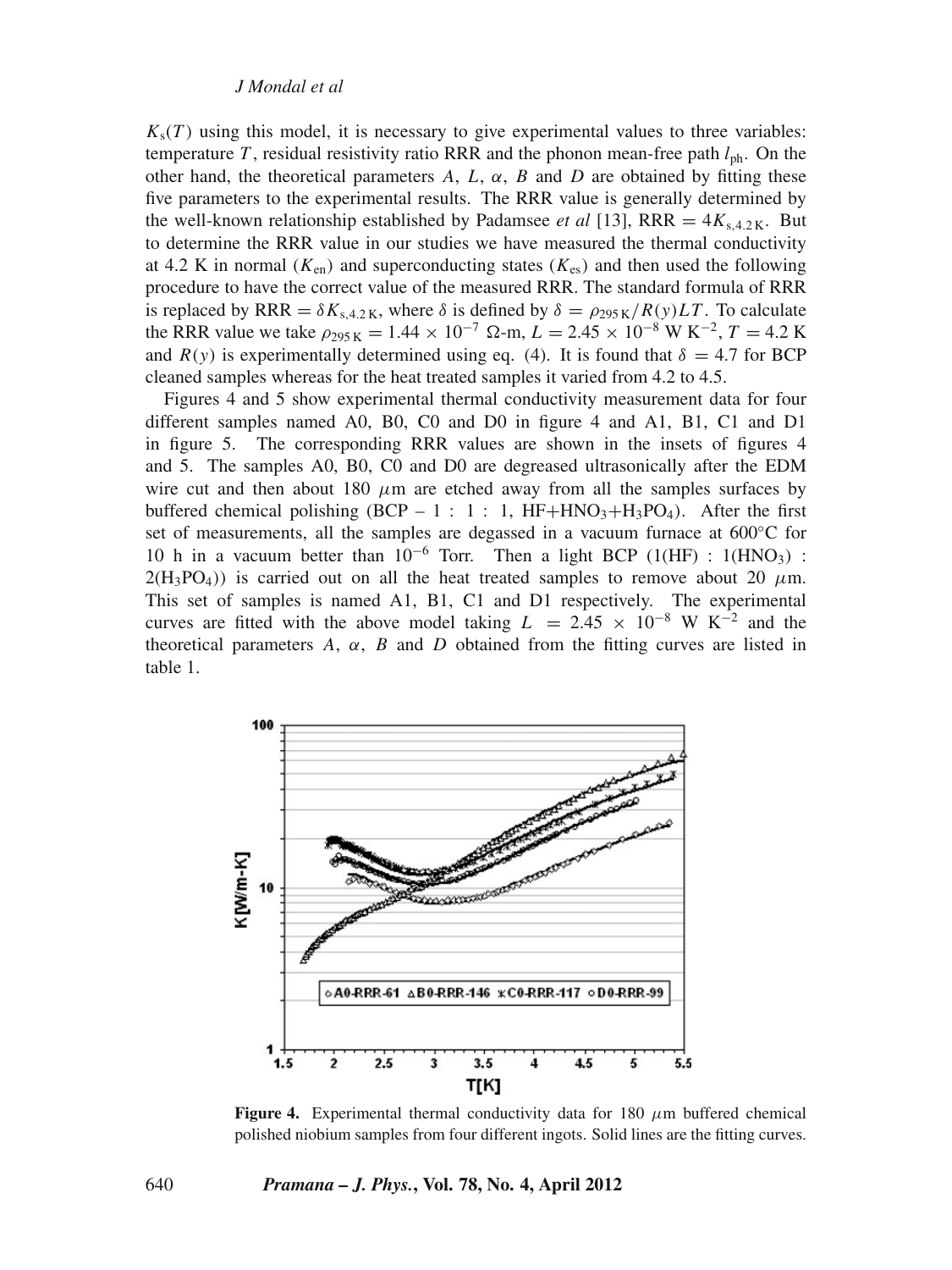$K_s(T)$ using this model, it is necessary to give experimental values to three variables: temperature $T$, residual resistivity ratio RRR and the phonon mean-free path $l_{ph}$. On the other hand, the theoretical parameters $A$, $L$, $\alpha$, $B$ and $D$ are obtained by fitting these five parameters to the experimental results. The RRR value is generally determined by the well-known relationship established by Padamsee *et al* [13], $\text{RRR} = 4K_{s,4.2\,K}$. But to determine the RRR value in our studies we have measured the thermal conductivity at 4.2 K in normal ($K_{en}$) and superconducting states ($K_{es}$) and then used the following procedure to have the correct value of the measured RRR. The standard formula of RRR is replaced by $\text{RRR} = \delta K_{s,4.2\,K}$, where $\delta$ is defined by $\delta = \rho_{295\,K}/R(y)LT$. To calculate the RRR value we take $\rho_{295\,K} = 1.44 \times 10^{-7}$ Ω-m, $L = 2.45 \times 10^{-8}$ W K$^{-2}$, $T = 4.2$ K and $R(y)$ is experimentally determined using eq. (4). It is found that $\delta = 4.7$ for BCP cleaned samples whereas for the heat treated samples it varied from 4.2 to 4.5.

Figures 4 and 5 show experimental thermal conductivity measurement data for four different samples named A0, B0, C0 and D0 in figure 4 and A1, B1, C1 and D1 in figure 5. The corresponding RRR values are shown in the insets of figures 4 and 5. The samples A0, B0, C0 and D0 are degreased ultrasonically after the EDM wire cut and then about 180 $\mu$m are etched away from all the samples surfaces by buffered chemical polishing (BCP – 1 : 1 : 1, $HF+HNO_3+H_3PO_4$). After the first set of measurements, all the samples are degassed in a vacuum furnace at 600°C for 10 h in a vacuum better than $10^{-6}$ Torr. Then a light BCP (1(HF) : 1($HNO_3$) : 2($H_3PO_4$)) is carried out on all the heat treated samples to remove about 20 $\mu$m. This set of samples is named A1, B1, C1 and D1 respectively. The experimental curves are fitted with the above model taking $L = 2.45 \times 10^{-8}$ W K$^{-2}$ and the theoretical parameters $A$, $\alpha$, $B$ and $D$ obtained from the fitting curves are listed in table 1.

**Figure 4.** Experimental thermal conductivity data for 180 $\mu$m buffered chemical polished niobium samples from four different ingots. Solid lines are the fitting curves.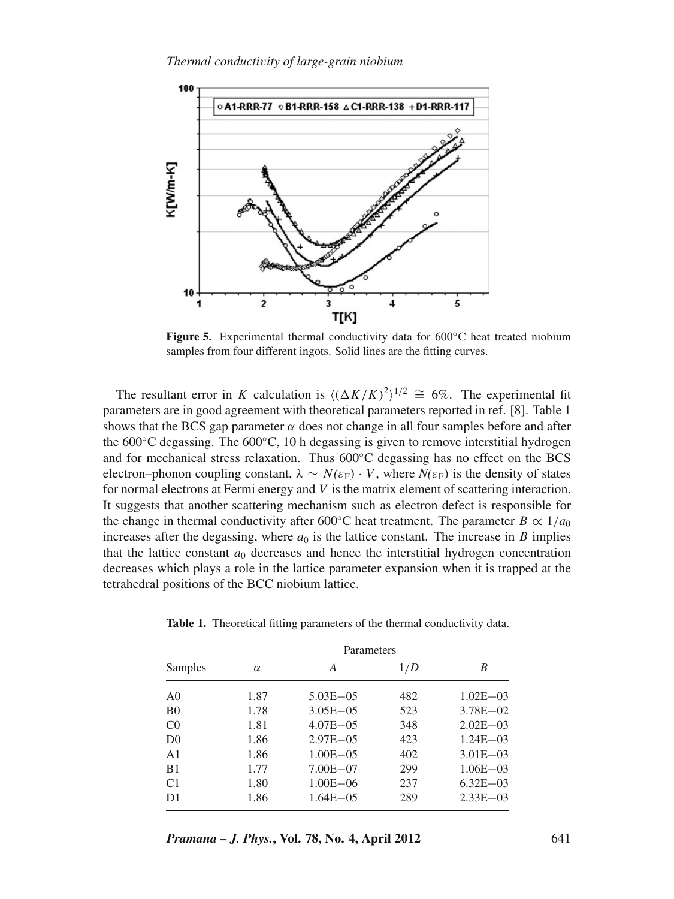**Figure 5.** Experimental thermal conductivity data for 600°C heat treated niobium samples from four different ingots. Solid lines are the fitting curves.

The resultant error in $K$ calculation is $\langle(\Delta K/K)^2\rangle^{1/2} \cong 6\%$. The experimental fit parameters are in good agreement with theoretical parameters reported in ref. [8]. Table 1 shows that the BCS gap parameter $\alpha$ does not change in all four samples before and after the 600°C degassing. The 600°C, 10 h degassing is given to remove interstitial hydrogen and for mechanical stress relaxation. Thus 600°C degassing has no effect on the BCS electron–phonon coupling constant, $\lambda \sim N(\varepsilon_F) \cdot V$, where $N(\varepsilon_F)$ is the density of states for normal electrons at Fermi energy and $V$ is the matrix element of scattering interaction. It suggests that another scattering mechanism such as electron defect is responsible for the change in thermal conductivity after 600°C heat treatment. The parameter $B \propto 1/a_0$ increases after the degassing, where $a_0$ is the lattice constant. The increase in $B$ implies that the lattice constant $a_0$ decreases and hence the interstitial hydrogen concentration decreases which plays a role in the lattice parameter expansion when it is trapped at the tetrahedral positions of the BCC niobium lattice.

**Table 1.** Theoretical fitting parameters of the thermal conductivity data.

| Samples | Parameters | | | |
|---|---|---|---|---|
| | $\alpha$ | $A$ | $1/D$ | $B$ |
| A0 | 1.87 | 5.03E−05 | 482 | 1.02E+03 |
| B0 | 1.78 | 3.05E−05 | 523 | 3.78E+02 |
| C0 | 1.81 | 4.07E−05 | 348 | 2.02E+03 |
| D0 | 1.86 | 2.97E−05 | 423 | 1.24E+03 |
| A1 | 1.86 | 1.00E−05 | 402 | 3.01E+03 |
| B1 | 1.77 | 7.00E−07 | 299 | 1.06E+03 |
| C1 | 1.80 | 1.00E−06 | 237 | 6.32E+03 |
| D1 | 1.86 | 1.64E−05 | 289 | 2.33E+03 |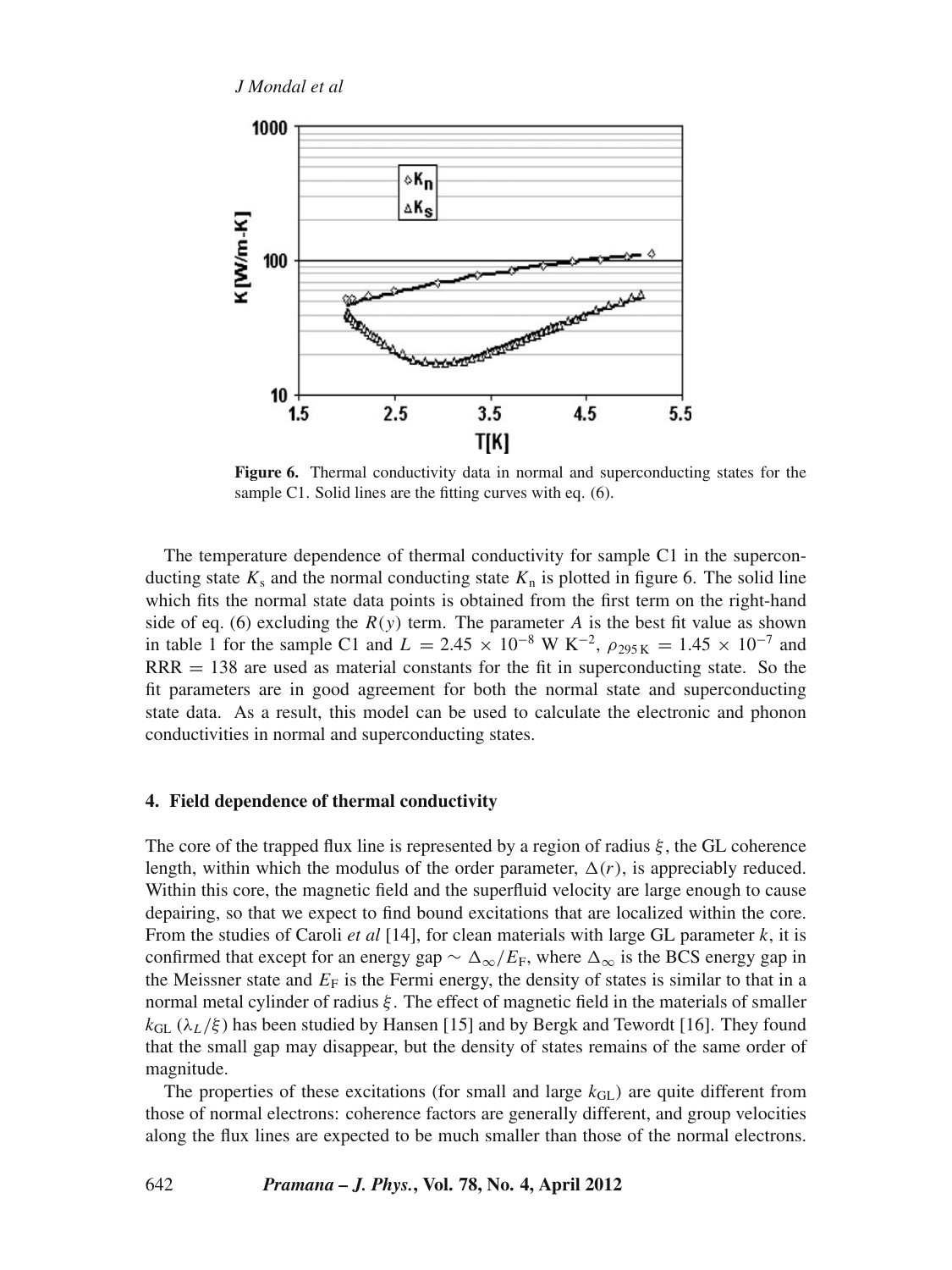**Figure 6.** Thermal conductivity data in normal and superconducting states for the sample C1. Solid lines are the fitting curves with eq. (6).

The temperature dependence of thermal conductivity for sample C1 in the superconducting state $K_s$ and the normal conducting state $K_n$ is plotted in figure 6. The solid line which fits the normal state data points is obtained from the first term on the right-hand side of eq. (6) excluding the $R(y)$ term. The parameter $A$ is the best fit value as shown in table 1 for the sample C1 and $L = 2.45 \times 10^{-8}$ W K$^{-2}$, $\rho_{295\,\mathrm{K}} = 1.45 \times 10^{-7}$ and RRR = 138 are used as material constants for the fit in superconducting state. So the fit parameters are in good agreement for both the normal state and superconducting state data. As a result, this model can be used to calculate the electronic and phonon conductivities in normal and superconducting states.

## 4. Field dependence of thermal conductivity

The core of the trapped flux line is represented by a region of radius $\xi$, the GL coherence length, within which the modulus of the order parameter, $\Delta(r)$, is appreciably reduced. Within this core, the magnetic field and the superfluid velocity are large enough to cause depairing, so that we expect to find bound excitations that are localized within the core. From the studies of Caroli *et al* [14], for clean materials with large GL parameter $k$, it is confirmed that except for an energy gap $\sim \Delta_\infty/E_F$, where $\Delta_\infty$ is the BCS energy gap in the Meissner state and $E_F$ is the Fermi energy, the density of states is similar to that in a normal metal cylinder of radius $\xi$. The effect of magnetic field in the materials of smaller $k_{GL}$ ($\lambda_L/\xi$) has been studied by Hansen [15] and by Bergk and Tewordt [16]. They found that the small gap may disappear, but the density of states remains of the same order of magnitude.

The properties of these excitations (for small and large $k_{GL}$) are quite different from those of normal electrons: coherence factors are generally different, and group velocities along the flux lines are expected to be much smaller than those of the normal electrons.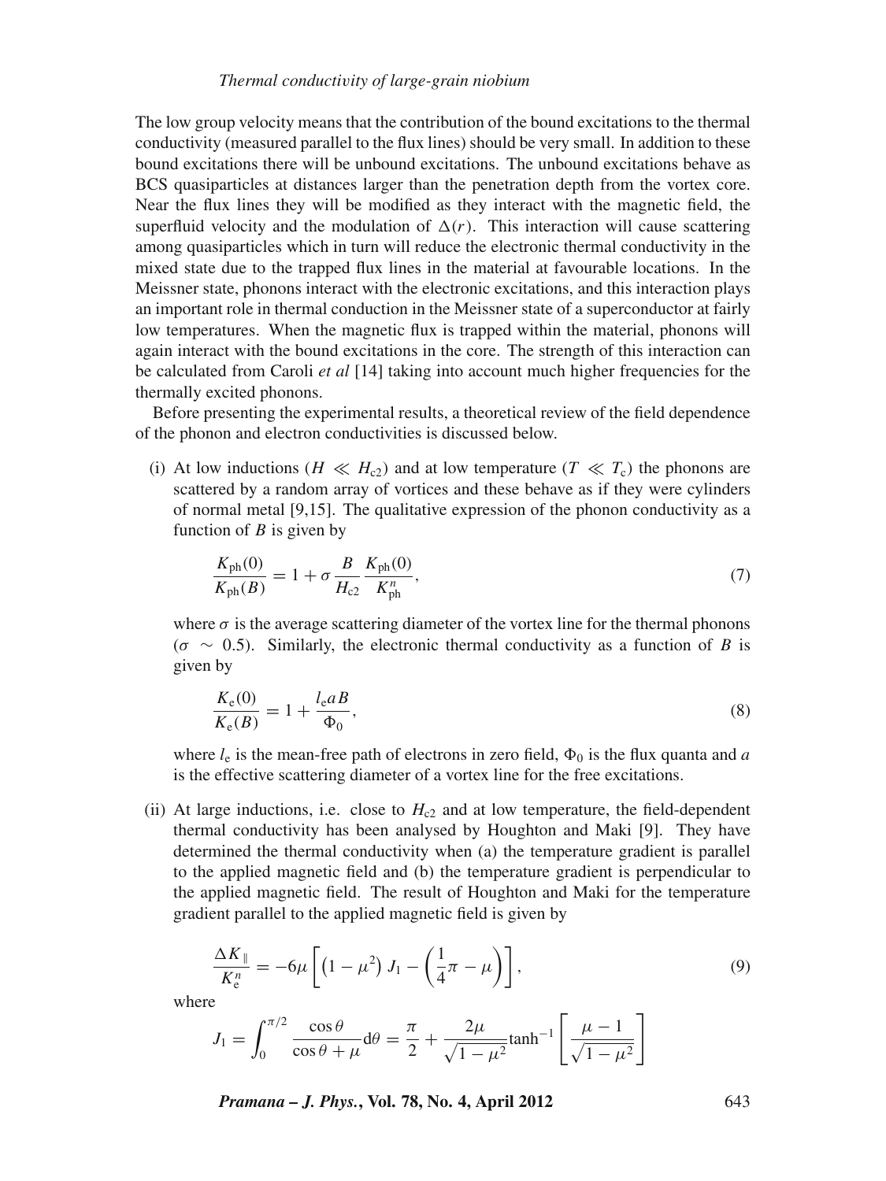The low group velocity means that the contribution of the bound excitations to the thermal conductivity (measured parallel to the flux lines) should be very small. In addition to these bound excitations there will be unbound excitations. The unbound excitations behave as BCS quasiparticles at distances larger than the penetration depth from the vortex core. Near the flux lines they will be modified as they interact with the magnetic field, the superfluid velocity and the modulation of $\Delta(r)$. This interaction will cause scattering among quasiparticles which in turn will reduce the electronic thermal conductivity in the mixed state due to the trapped flux lines in the material at favourable locations. In the Meissner state, phonons interact with the electronic excitations, and this interaction plays an important role in thermal conduction in the Meissner state of a superconductor at fairly low temperatures. When the magnetic flux is trapped within the material, phonons will again interact with the bound excitations in the core. The strength of this interaction can be calculated from Caroli *et al* [14] taking into account much higher frequencies for the thermally excited phonons.

Before presenting the experimental results, a theoretical review of the field dependence of the phonon and electron conductivities is discussed below.

(i) At low inductions ($H \ll H_{c2}$) and at low temperature ($T \ll T_c$) the phonons are scattered by a random array of vortices and these behave as if they were cylinders of normal metal [9,15]. The qualitative expression of the phonon conductivity as a function of $B$ is given by

$$\frac{K_{ph}(0)}{K_{ph}(B)} = 1 + \sigma \frac{B}{H_{c2}} \frac{K_{ph}(0)}{K_{ph}^{n}}, \tag{7}$$

where $\sigma$ is the average scattering diameter of the vortex line for the thermal phonons ($\sigma \sim 0.5$). Similarly, the electronic thermal conductivity as a function of $B$ is given by

$$\frac{K_{e}(0)}{K_{e}(B)} = 1 + \frac{l_{e} a B}{\Phi_0}, \tag{8}$$

where $l_e$ is the mean-free path of electrons in zero field, $\Phi_0$ is the flux quanta and $a$ is the effective scattering diameter of a vortex line for the free excitations.

(ii) At large inductions, i.e. close to $H_{c2}$ and at low temperature, the field-dependent thermal conductivity has been analysed by Houghton and Maki [9]. They have determined the thermal conductivity when (a) the temperature gradient is parallel to the applied magnetic field and (b) the temperature gradient is perpendicular to the applied magnetic field. The result of Houghton and Maki for the temperature gradient parallel to the applied magnetic field is given by

$$\frac{\Delta K_{\parallel}}{K_{e}^{n}} = -6\mu \left[ \left(1 - \mu^2\right) J_1 - \left(\frac{1}{4}\pi - \mu\right) \right], \tag{9}$$

where

$$J_1 = \int_0^{\pi/2} \frac{\cos\theta}{\cos\theta + \mu} \mathrm{d}\theta = \frac{\pi}{2} + \frac{2\mu}{\sqrt{1-\mu^2}} \tanh^{-1}\left[\frac{\mu - 1}{\sqrt{1-\mu^2}}\right]$$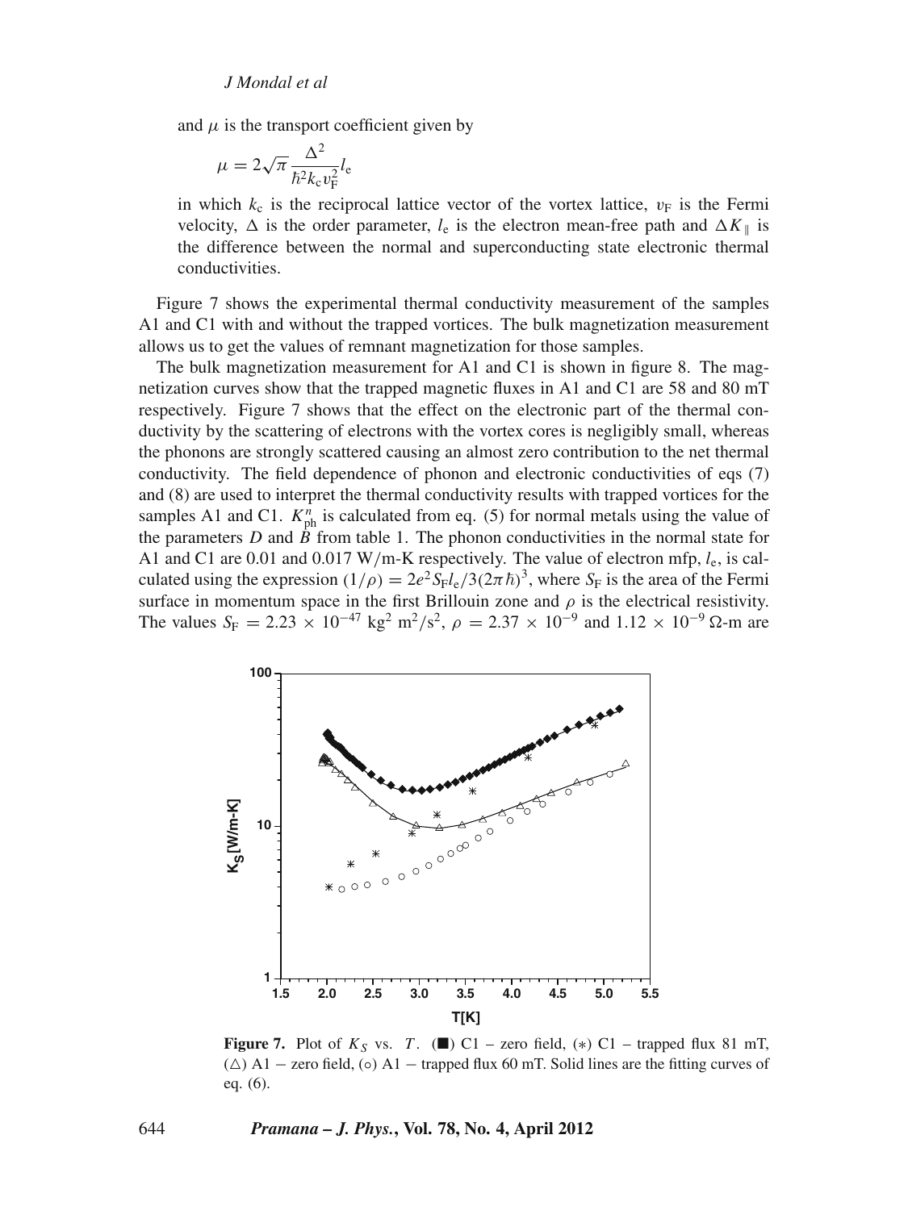and $\mu$ is the transport coefficient given by

$$\mu = 2\sqrt{\pi}\,\frac{\Delta^2}{\hbar^2 k_c v_F^2} l_e$$

in which $k_c$ is the reciprocal lattice vector of the vortex lattice, $v_F$ is the Fermi velocity, $\Delta$ is the order parameter, $l_e$ is the electron mean-free path and $\Delta K_{\parallel}$ is the difference between the normal and superconducting state electronic thermal conductivities.

Figure 7 shows the experimental thermal conductivity measurement of the samples A1 and C1 with and without the trapped vortices. The bulk magnetization measurement allows us to get the values of remnant magnetization for those samples.

The bulk magnetization measurement for A1 and C1 is shown in figure 8. The magnetization curves show that the trapped magnetic fluxes in A1 and C1 are 58 and 80 mT respectively. Figure 7 shows that the effect on the electronic part of the thermal conductivity by the scattering of electrons with the vortex cores is negligibly small, whereas the phonons are strongly scattered causing an almost zero contribution to the net thermal conductivity. The field dependence of phonon and electronic conductivities of eqs (7) and (8) are used to interpret the thermal conductivity results with trapped vortices for the samples A1 and C1. $K_{ph}^{n}$ is calculated from eq. (5) for normal metals using the value of the parameters $D$ and $B$ from table 1. The phonon conductivities in the normal state for A1 and C1 are 0.01 and 0.017 W/m-K respectively. The value of electron mfp, $l_e$, is calculated using the expression $(1/\rho) = 2e^2 S_F l_e / 3(2\pi\hbar)^3$, where $S_F$ is the area of the Fermi surface in momentum space in the first Brillouin zone and $\rho$ is the electrical resistivity. The values $S_F = 2.23 \times 10^{-47}$ kg$^2$ m$^2$/s$^2$, $\rho = 2.37 \times 10^{-9}$ and $1.12 \times 10^{-9}$ Ω-m are

**Figure 7.** Plot of $K_S$ vs. $T$. (■) C1 – zero field, (∗) C1 – trapped flux 81 mT, (△) A1 − zero field, (○) A1 − trapped flux 60 mT. Solid lines are the fitting curves of eq. (6).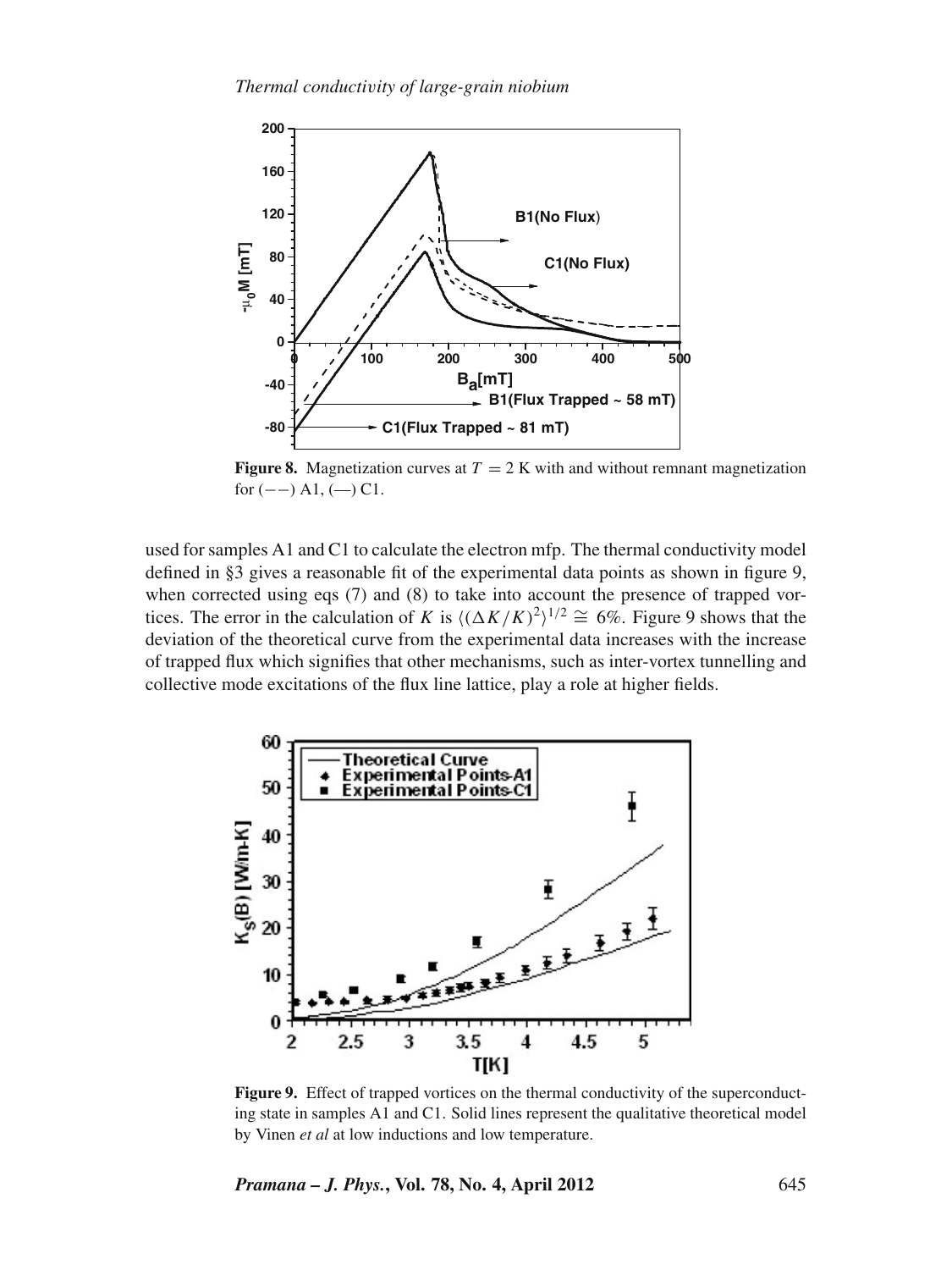**Figure 8.** Magnetization curves at $T = 2$ K with and without remnant magnetization for (−−) A1, (—) C1.

used for samples A1 and C1 to calculate the electron mfp. The thermal conductivity model defined in §3 gives a reasonable fit of the experimental data points as shown in figure 9, when corrected using eqs (7) and (8) to take into account the presence of trapped vortices. The error in the calculation of $K$ is $\langle(\Delta K/K)^2\rangle^{1/2} \cong 6\%$. Figure 9 shows that the deviation of the theoretical curve from the experimental data increases with the increase of trapped flux which signifies that other mechanisms, such as inter-vortex tunnelling and collective mode excitations of the flux line lattice, play a role at higher fields.

**Figure 9.** Effect of trapped vortices on the thermal conductivity of the superconducting state in samples A1 and C1. Solid lines represent the qualitative theoretical model by Vinen *et al* at low inductions and low temperature.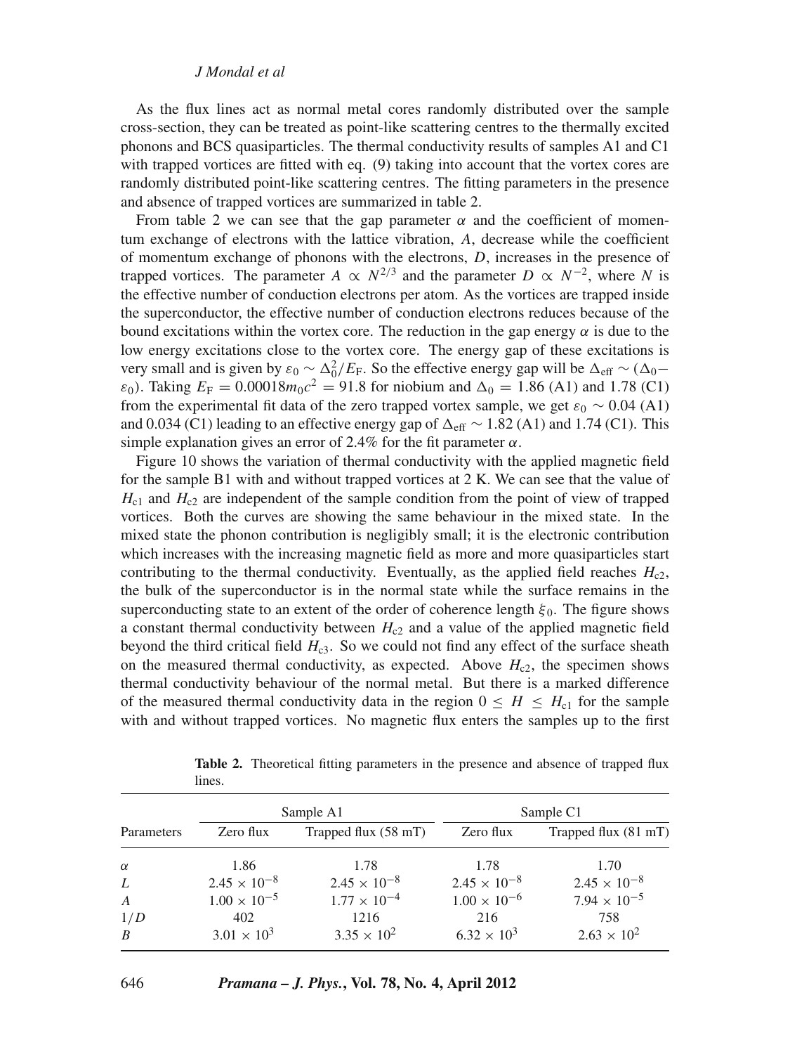As the flux lines act as normal metal cores randomly distributed over the sample cross-section, they can be treated as point-like scattering centres to the thermally excited phonons and BCS quasiparticles. The thermal conductivity results of samples A1 and C1 with trapped vortices are fitted with eq. (9) taking into account that the vortex cores are randomly distributed point-like scattering centres. The fitting parameters in the presence and absence of trapped vortices are summarized in table 2.

From table 2 we can see that the gap parameter $\alpha$ and the coefficient of momentum exchange of electrons with the lattice vibration, $A$, decrease while the coefficient of momentum exchange of phonons with the electrons, $D$, increases in the presence of trapped vortices. The parameter $A \propto N^{2/3}$ and the parameter $D \propto N^{-2}$, where $N$ is the effective number of conduction electrons per atom. As the vortices are trapped inside the superconductor, the effective number of conduction electrons reduces because of the bound excitations within the vortex core. The reduction in the gap energy $\alpha$ is due to the low energy excitations close to the vortex core. The energy gap of these excitations is very small and is given by $\varepsilon_0 \sim \Delta_0^2/E_{\mathrm{F}}$. So the effective energy gap will be $\Delta_{\mathrm{eff}} \sim (\Delta_0 - \varepsilon_0)$. Taking $E_{\mathrm{F}} = 0.00018 m_0 c^2 = 91.8$ for niobium and $\Delta_0 = 1.86$ (A1) and 1.78 (C1) from the experimental fit data of the zero trapped vortex sample, we get $\varepsilon_0 \sim 0.04$ (A1) and 0.034 (C1) leading to an effective energy gap of $\Delta_{\mathrm{eff}} \sim 1.82$ (A1) and 1.74 (C1). This simple explanation gives an error of 2.4% for the fit parameter $\alpha$.

Figure 10 shows the variation of thermal conductivity with the applied magnetic field for the sample B1 with and without trapped vortices at 2 K. We can see that the value of $H_{c1}$ and $H_{c2}$ are independent of the sample condition from the point of view of trapped vortices. Both the curves are showing the same behaviour in the mixed state. In the mixed state the phonon contribution is negligibly small; it is the electronic contribution which increases with the increasing magnetic field as more and more quasiparticles start contributing to the thermal conductivity. Eventually, as the applied field reaches $H_{c2}$, the bulk of the superconductor is in the normal state while the surface remains in the superconducting state to an extent of the order of coherence length $\xi_0$. The figure shows a constant thermal conductivity between $H_{c2}$ and a value of the applied magnetic field beyond the third critical field $H_{c3}$. So we could not find any effect of the surface sheath on the measured thermal conductivity, as expected. Above $H_{c2}$, the specimen shows thermal conductivity behaviour of the normal metal. But there is a marked difference of the measured thermal conductivity data in the region $0 \leq H \leq H_{c1}$ for the sample with and without trapped vortices. No magnetic flux enters the samples up to the first

**Table 2.** Theoretical fitting parameters in the presence and absence of trapped flux lines.

| Parameters | Sample A1 | | Sample C1 | |
|---|---|---|---|---|
| | Zero flux | Trapped flux (58 mT) | Zero flux | Trapped flux (81 mT) |
| $\alpha$ | 1.86 | 1.78 | 1.78 | 1.70 |
| $L$ | $2.45 \times 10^{-8}$ | $2.45 \times 10^{-8}$ | $2.45 \times 10^{-8}$ | $2.45 \times 10^{-8}$ |
| $A$ | $1.00 \times 10^{-5}$ | $1.77 \times 10^{-4}$ | $1.00 \times 10^{-6}$ | $7.94 \times 10^{-5}$ |
| $1/D$ | 402 | 1216 | 216 | 758 |
| $B$ | $3.01 \times 10^{3}$ | $3.35 \times 10^{2}$ | $6.32 \times 10^{3}$ | $2.63 \times 10^{2}$ |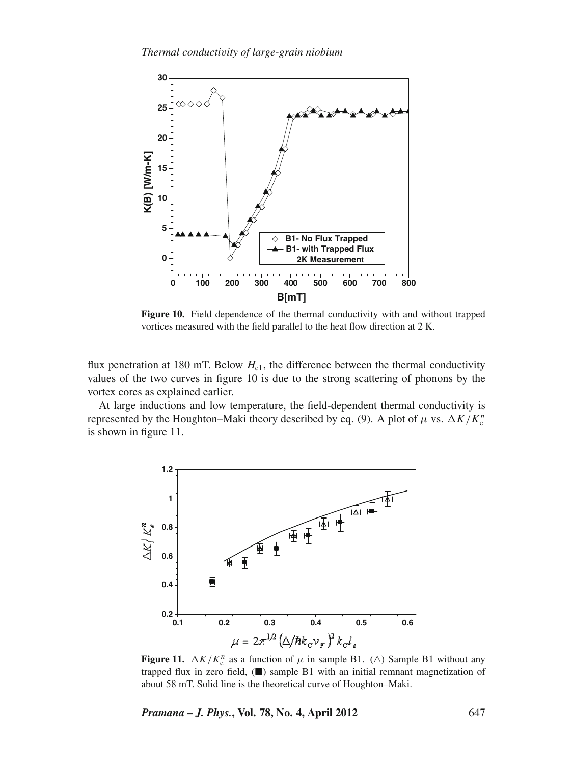**Figure 10.** Field dependence of the thermal conductivity with and without trapped vortices measured with the field parallel to the heat flow direction at 2 K.

flux penetration at 180 mT. Below $H_{c1}$, the difference between the thermal conductivity values of the two curves in figure 10 is due to the strong scattering of phonons by the vortex cores as explained earlier.

At large inductions and low temperature, the field-dependent thermal conductivity is represented by the Houghton–Maki theory described by eq. (9). A plot of $\mu$ vs. $\Delta K/K_e^n$ is shown in figure 11.

**Figure 11.** $\Delta K/K_e^n$ as a function of $\mu$ in sample B1. (△) Sample B1 without any trapped flux in zero field, (■) sample B1 with an initial remnant magnetization of about 58 mT. Solid line is the theoretical curve of Houghton–Maki.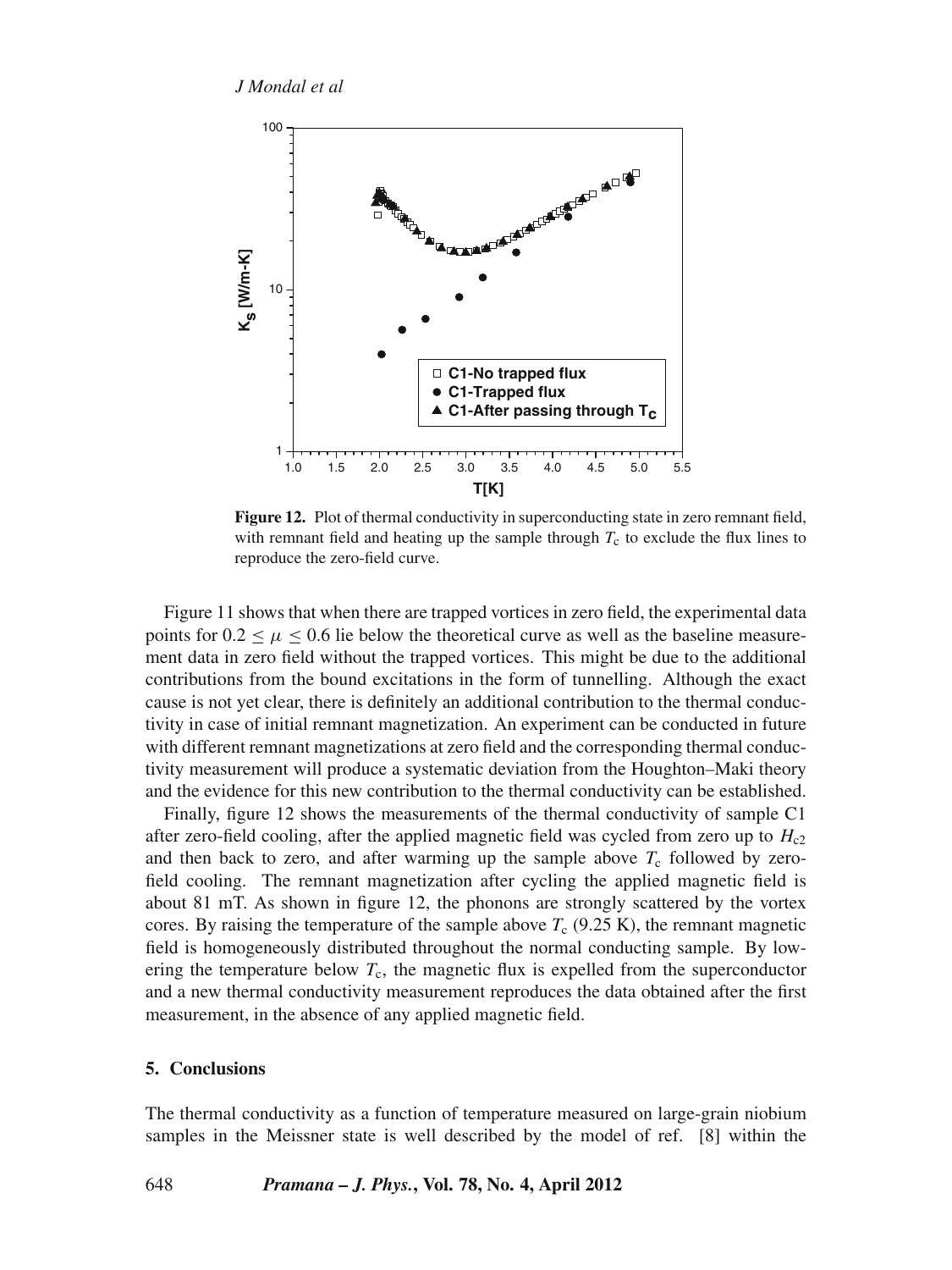**Figure 12.** Plot of thermal conductivity in superconducting state in zero remnant field, with remnant field and heating up the sample through $T_c$ to exclude the flux lines to reproduce the zero-field curve.

Figure 11 shows that when there are trapped vortices in zero field, the experimental data points for $0.2 \leq \mu \leq 0.6$ lie below the theoretical curve as well as the baseline measurement data in zero field without the trapped vortices. This might be due to the additional contributions from the bound excitations in the form of tunnelling. Although the exact cause is not yet clear, there is definitely an additional contribution to the thermal conductivity in case of initial remnant magnetization. An experiment can be conducted in future with different remnant magnetizations at zero field and the corresponding thermal conductivity measurement will produce a systematic deviation from the Houghton–Maki theory and the evidence for this new contribution to the thermal conductivity can be established.

Finally, figure 12 shows the measurements of the thermal conductivity of sample C1 after zero-field cooling, after the applied magnetic field was cycled from zero up to $H_{c2}$ and then back to zero, and after warming up the sample above $T_c$ followed by zero-field cooling. The remnant magnetization after cycling the applied magnetic field is about 81 mT. As shown in figure 12, the phonons are strongly scattered by the vortex cores. By raising the temperature of the sample above $T_c$ (9.25 K), the remnant magnetic field is homogeneously distributed throughout the normal conducting sample. By lowering the temperature below $T_c$, the magnetic flux is expelled from the superconductor and a new thermal conductivity measurement reproduces the data obtained after the first measurement, in the absence of any applied magnetic field.

## 5. Conclusions

The thermal conductivity as a function of temperature measured on large-grain niobium samples in the Meissner state is well described by the model of ref. [8] within the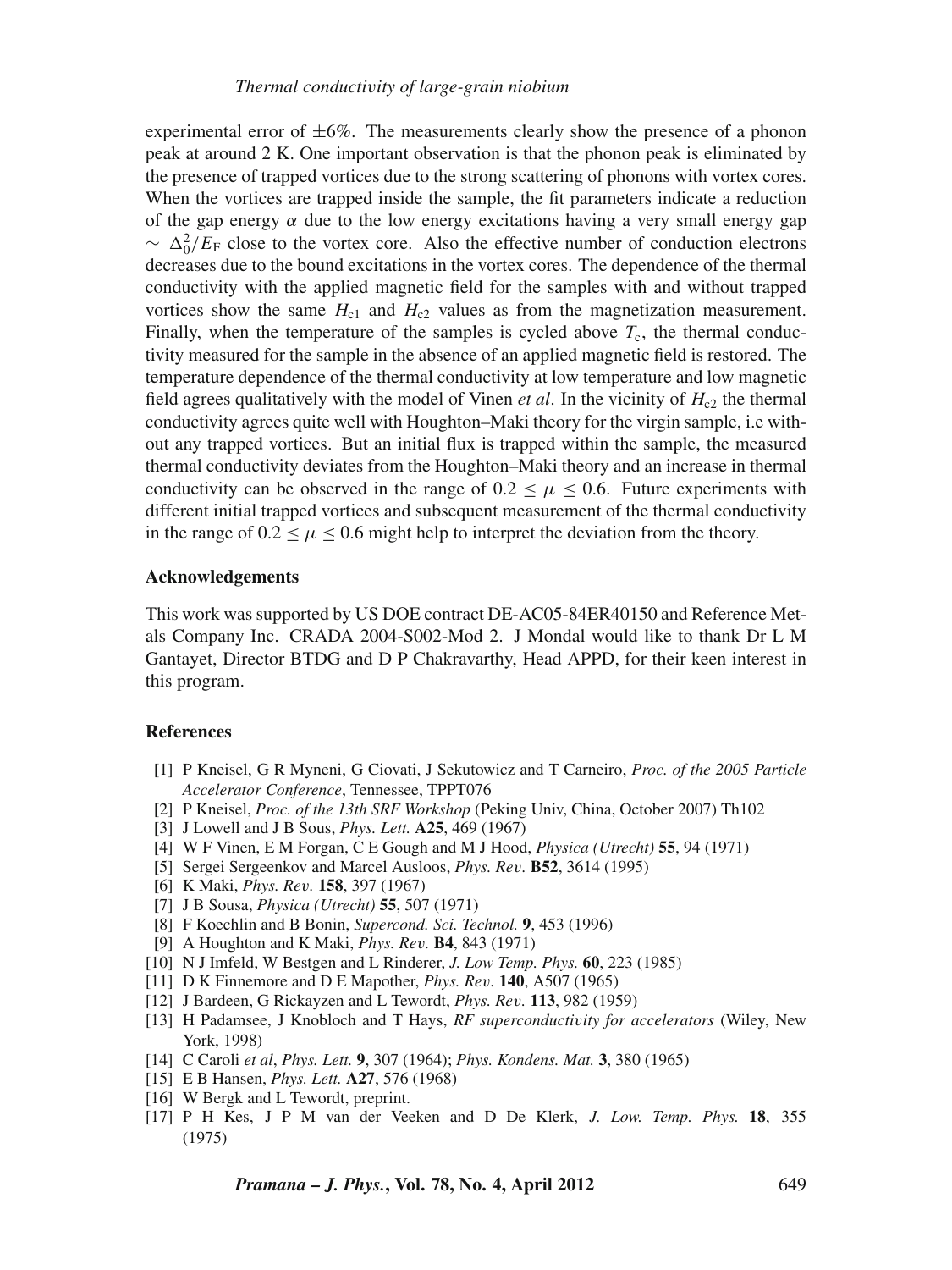experimental error of $\pm 6\%$. The measurements clearly show the presence of a phonon peak at around 2 K. One important observation is that the phonon peak is eliminated by the presence of trapped vortices due to the strong scattering of phonons with vortex cores. When the vortices are trapped inside the sample, the fit parameters indicate a reduction of the gap energy $\alpha$ due to the low energy excitations having a very small energy gap $\sim \Delta_0^2/E_F$ close to the vortex core. Also the effective number of conduction electrons decreases due to the bound excitations in the vortex cores. The dependence of the thermal conductivity with the applied magnetic field for the samples with and without trapped vortices show the same $H_{c1}$ and $H_{c2}$ values as from the magnetization measurement. Finally, when the temperature of the samples is cycled above $T_c$, the thermal conductivity measured for the sample in the absence of an applied magnetic field is restored. The temperature dependence of the thermal conductivity at low temperature and low magnetic field agrees qualitatively with the model of Vinen *et al*. In the vicinity of $H_{c2}$ the thermal conductivity agrees quite well with Houghton–Maki theory for the virgin sample, i.e without any trapped vortices. But an initial flux is trapped within the sample, the measured thermal conductivity deviates from the Houghton–Maki theory and an increase in thermal conductivity can be observed in the range of $0.2 \leq \mu \leq 0.6$. Future experiments with different initial trapped vortices and subsequent measurement of the thermal conductivity in the range of $0.2 \leq \mu \leq 0.6$ might help to interpret the deviation from the theory.

### Acknowledgements

This work was supported by US DOE contract DE-AC05-84ER40150 and Reference Metals Company Inc. CRADA 2004-S002-Mod 2. J Mondal would like to thank Dr L M Gantayet, Director BTDG and D P Chakravarthy, Head APPD, for their keen interest in this program.

### References

[1] P Kneisel, G R Myneni, G Ciovati, J Sekutowicz and T Carneiro, *Proc. of the 2005 Particle Accelerator Conference*, Tennessee, TPPT076

[2] P Kneisel, *Proc. of the 13th SRF Workshop* (Peking Univ, China, October 2007) Th102

[3] J Lowell and J B Sous, *Phys. Lett.* **A25**, 469 (1967)

[4] W F Vinen, E M Forgan, C E Gough and M J Hood, *Physica (Utrecht)* **55**, 94 (1971)

[5] Sergei Sergeenkov and Marcel Ausloos, *Phys. Rev*. **B52**, 3614 (1995)

[6] K Maki, *Phys. Rev.* **158**, 397 (1967)

[7] J B Sousa, *Physica (Utrecht)* **55**, 507 (1971)

[8] F Koechlin and B Bonin, *Supercond. Sci. Technol.* **9**, 453 (1996)

[9] A Houghton and K Maki, *Phys. Rev.* **B4**, 843 (1971)

[10] N J Imfeld, W Bestgen and L Rinderer, *J. Low Temp. Phys.* **60**, 223 (1985)

[11] D K Finnemore and D E Mapother, *Phys. Rev*. **140**, A507 (1965)

[12] J Bardeen, G Rickayzen and L Tewordt, *Phys. Rev.* **113**, 982 (1959)

[13] H Padamsee, J Knobloch and T Hays, *RF superconductivity for accelerators* (Wiley, New York, 1998)

[14] C Caroli *et al*, *Phys. Lett.* **9**, 307 (1964); *Phys. Kondens. Mat.* **3**, 380 (1965)

[15] E B Hansen, *Phys. Lett.* **A27**, 576 (1968)

[16] W Bergk and L Tewordt, preprint.

[17] P H Kes, J P M van der Veeken and D De Klerk, *J. Low. Temp. Phys.* **18**, 355 (1975)